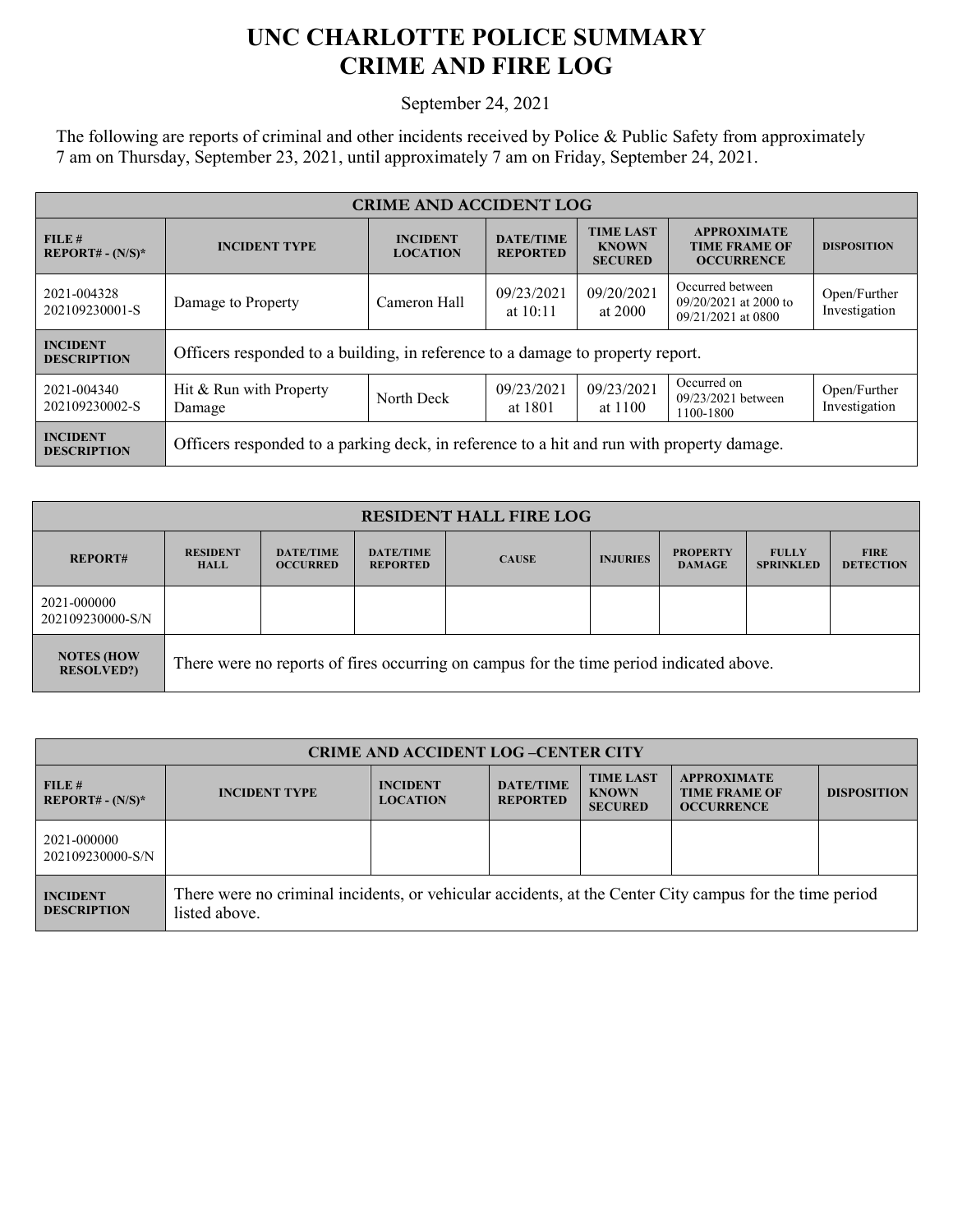# UNC CHARLOTTE POLICE SUMMARY
# CRIME AND FIRE LOG

September 24, 2021

The following are reports of criminal and other incidents received by Police & Public Safety from approximately 7 am on Thursday, September 23, 2021, until approximately 7 am on Friday, September 24, 2021.

| CRIME AND ACCIDENT LOG | | | | | | |
|---|---|---|---|---|---|---|
| **FILE # REPORT# - (N/S)*** | **INCIDENT TYPE** | **INCIDENT LOCATION** | **DATE/TIME REPORTED** | **TIME LAST KNOWN SECURED** | **APPROXIMATE TIME FRAME OF OCCURRENCE** | **DISPOSITION** |
| 2021-004328 202109230001-S | Damage to Property | Cameron Hall | 09/23/2021 at 10:11 | 09/20/2021 at 2000 | Occurred between 09/20/2021 at 2000 to 09/21/2021 at 0800 | Open/Further Investigation |
| **INCIDENT DESCRIPTION** | Officers responded to a building, in reference to a damage to property report. | | | | | |
| 2021-004340 202109230002-S | Hit & Run with Property Damage | North Deck | 09/23/2021 at 1801 | 09/23/2021 at 1100 | Occurred on 09/23/2021 between 1100-1800 | Open/Further Investigation |
| **INCIDENT DESCRIPTION** | Officers responded to a parking deck, in reference to a hit and run with property damage. | | | | | |

| RESIDENT HALL FIRE LOG | | | | | | | | |
|---|---|---|---|---|---|---|---|---|
| **REPORT#** | **RESIDENT HALL** | **DATE/TIME OCCURRED** | **DATE/TIME REPORTED** | **CAUSE** | **INJURIES** | **PROPERTY DAMAGE** | **FULLY SPRINKLED** | **FIRE DETECTION** |
| 2021-000000 202109230000-S/N | | | | | | | | |
| **NOTES (HOW RESOLVED?)** | There were no reports of fires occurring on campus for the time period indicated above. | | | | | | | |

| CRIME AND ACCIDENT LOG –CENTER CITY | | | | | | |
|---|---|---|---|---|---|---|
| **FILE # REPORT# - (N/S)*** | **INCIDENT TYPE** | **INCIDENT LOCATION** | **DATE/TIME REPORTED** | **TIME LAST KNOWN SECURED** | **APPROXIMATE TIME FRAME OF OCCURRENCE** | **DISPOSITION** |
| 2021-000000 202109230000-S/N | | | | | | |
| **INCIDENT DESCRIPTION** | There were no criminal incidents, or vehicular accidents, at the Center City campus for the time period listed above. | | | | | |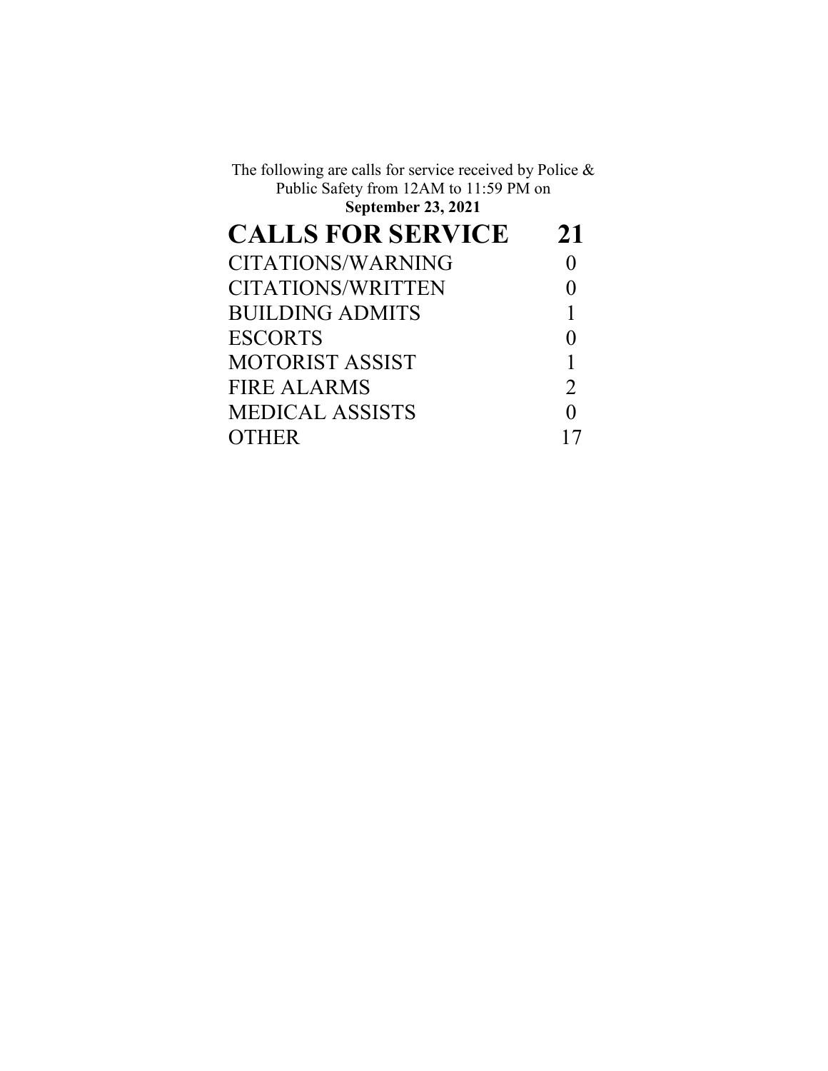The following are calls for service received by Police & Public Safety from 12AM to 11:59 PM on

**September 23, 2021**

| | |
|---|---|
| **CALLS FOR SERVICE** | **21** |
| CITATIONS/WARNING | 0 |
| CITATIONS/WRITTEN | 0 |
| BUILDING ADMITS | 1 |
| ESCORTS | 0 |
| MOTORIST ASSIST | 1 |
| FIRE ALARMS | 2 |
| MEDICAL ASSISTS | 0 |
| OTHER | 17 |